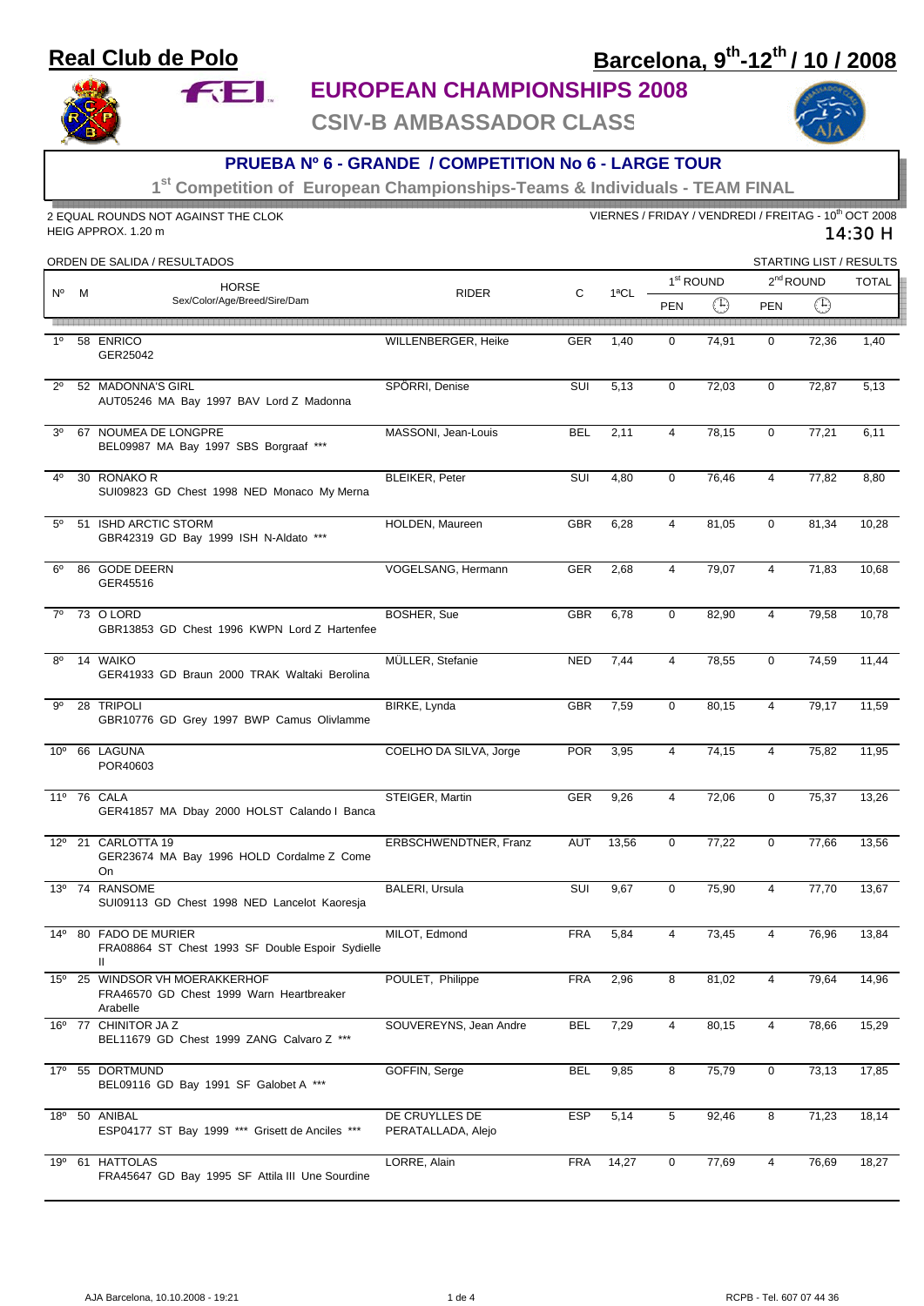# Real Club de Polo

## Barcelona, 9th-12th / 10 / 2008

## EUROPEAN CHAMPIONSHIPS 2008

## CSIV-B AMBASSADOR CLASS

### PRUEBA Nº 6 - GRANDE / COMPETITION No 6 - LARGE TOUR

1st Competition of European Championships-Teams & Individuals - TEAM FINAL

2 EQUAL ROUNDS NOT AGAINST THE CLOK
HEIG APPROX. 1.20 m

VIERNES / FRIDAY / VENDREDI / FREITAG - 10th OCT 2008
14:30 H

ORDEN DE SALIDA / RESULTADOS — STARTING LIST / RESULTS

| Nº | M | HORSE Sex/Color/Age/Breed/Sire/Dam | RIDER | C | 1ªCL | 1st ROUND | | 2nd ROUND | | TOTAL |
|---|---|---|---|---|---|---|---|---|---|---|
| | | | | | | PEN | Time | PEN | Time | |
| 1º | 58 | ENRICO GER25042 | WILLENBERGER, Heike | GER | 1,40 | 0 | 74,91 | 0 | 72,36 | 1,40 |
| 2º | 52 | MADONNA'S GIRL AUT05246 MA Bay 1997 BAV Lord Z Madonna | SPÖRRI, Denise | SUI | 5,13 | 0 | 72,03 | 0 | 72,87 | 5,13 |
| 3º | 67 | NOUMEA DE LONGPRE BEL09987 MA Bay 1997 SBS Borgraaf *** | MASSONI, Jean-Louis | BEL | 2,11 | 4 | 78,15 | 0 | 77,21 | 6,11 |
| 4º | 30 | RONAKO R SUI09823 GD Chest 1998 NED Monaco My Merna | BLEIKER, Peter | SUI | 4,80 | 0 | 76,46 | 4 | 77,82 | 8,80 |
| 5º | 51 | ISHD ARCTIC STORM GBR42319 GD Bay 1999 ISH N-Aldato *** | HOLDEN, Maureen | GBR | 6,28 | 4 | 81,05 | 0 | 81,34 | 10,28 |
| 6º | 86 | GODE DEERN GER45516 | VOGELSANG, Hermann | GER | 2,68 | 4 | 79,07 | 4 | 71,83 | 10,68 |
| 7º | 73 | O LORD GBR13853 GD Chest 1996 KWPN Lord Z Hartenfee | BOSHER, Sue | GBR | 6,78 | 0 | 82,90 | 4 | 79,58 | 10,78 |
| 8º | 14 | WAIKO GER41933 GD Braun 2000 TRAK Waltaki Berolina | MÜLLER, Stefanie | NED | 7,44 | 4 | 78,55 | 0 | 74,59 | 11,44 |
| 9º | 28 | TRIPOLI GBR10776 GD Grey 1997 BWP Camus Olivlamme | BIRKE, Lynda | GBR | 7,59 | 0 | 80,15 | 4 | 79,17 | 11,59 |
| 10º | 66 | LAGUNA POR40603 | COELHO DA SILVA, Jorge | POR | 3,95 | 4 | 74,15 | 4 | 75,82 | 11,95 |
| 11º | 76 | CALA GER41857 MA Dbay 2000 HOLST Calando I Banca | STEIGER, Martin | GER | 9,26 | 4 | 72,06 | 0 | 75,37 | 13,26 |
| 12º | 21 | CARLOTTA 19 GER23674 MA Bay 1996 HOLD Cordalme Z Come On | ERBSCHWENDTNER, Franz | AUT | 13,56 | 0 | 77,22 | 0 | 77,66 | 13,56 |
| 13º | 74 | RANSOME SUI09113 GD Chest 1998 NED Lancelot Kaoresja | BALERI, Ursula | SUI | 9,67 | 0 | 75,90 | 4 | 77,70 | 13,67 |
| 14º | 80 | FADO DE MURIER FRA08864 ST Chest 1993 SF Double Espoir Sydielle II | MILOT, Edmond | FRA | 5,84 | 4 | 73,45 | 4 | 76,96 | 13,84 |
| 15º | 25 | WINDSOR VH MOERAKKERHOF FRA46570 GD Chest 1999 Warn Heartbreaker Arabelle | POULET, Philippe | FRA | 2,96 | 8 | 81,02 | 4 | 79,64 | 14,96 |
| 16º | 77 | CHINITOR JA Z BEL11679 GD Chest 1999 ZANG Calvaro Z *** | SOUVEREYNS, Jean Andre | BEL | 7,29 | 4 | 80,15 | 4 | 78,66 | 15,29 |
| 17º | 55 | DORTMUND BEL09116 GD Bay 1991 SF Galobet A *** | GOFFIN, Serge | BEL | 9,85 | 8 | 75,79 | 0 | 73,13 | 17,85 |
| 18º | 50 | ANIBAL ESP04177 ST Bay 1999 *** Grisett de Anciles *** | DE CRUYLLES DE PERATALLADA, Alejo | ESP | 5,14 | 5 | 92,46 | 8 | 71,23 | 18,14 |
| 19º | 61 | HATTOLAS FRA45647 GD Bay 1995 SF Attila III Une Sourdine | LORRE, Alain | FRA | 14,27 | 0 | 77,69 | 4 | 76,69 | 18,27 |

AJA Barcelona, 10.10.2008 - 19:21 — RCPB - Tel. 607 07 44 36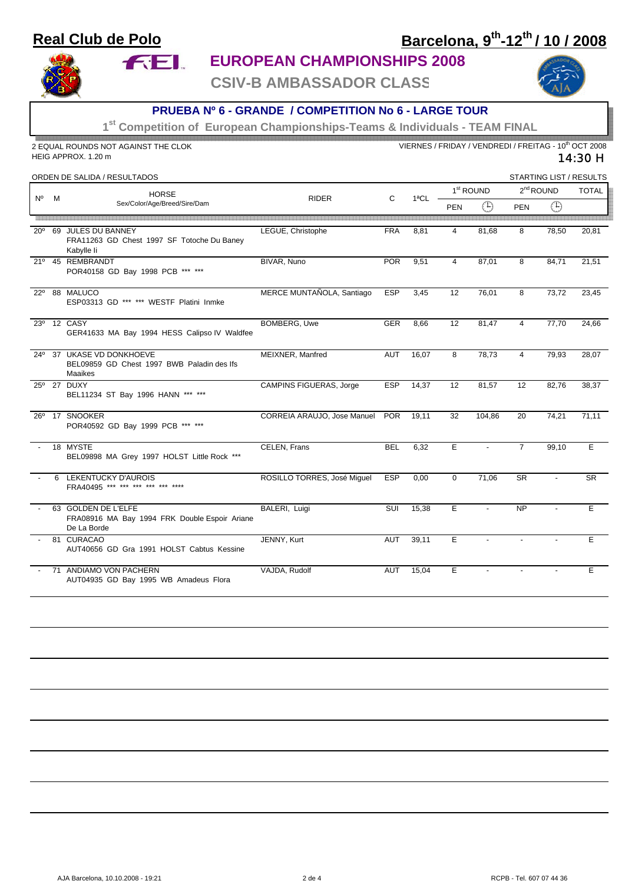# Real Club de Polo

## Barcelona, 9th-12th / 10 / 2008

## EUROPEAN CHAMPIONSHIPS 2008

## CSIV-B AMBASSADOR CLASS

### PRUEBA Nº 6 - GRANDE / COMPETITION No 6 - LARGE TOUR

**1st Competition of European Championships-Teams & Individuals - TEAM FINAL**

2 EQUAL ROUNDS NOT AGAINST THE CLOK
HEIG APPROX. 1.20 m

VIERNES / FRIDAY / VENDREDI / FREITAG - 10th OCT 2008
14:30 H

ORDEN DE SALIDA / RESULTADOS — STARTING LIST / RESULTS

| Nº | M | HORSE Sex/Color/Age/Breed/Sire/Dam | RIDER | C | 1ªCL | 1st ROUND PEN | 1st ROUND Time | 2nd ROUND PEN | 2nd ROUND Time | TOTAL |
|---|---|---|---|---|---|---|---|---|---|---|
| 20º | 69 | JULES DU BANNEY FRA11263 GD Chest 1997 SF Totoche Du Baney Kabylle Ii | LEGUE, Christophe | FRA | 8,81 | 4 | 81,68 | 8 | 78,50 | 20,81 |
| 21º | 45 | REMBRANDT POR40158 GD Bay 1998 PCB *** *** | BIVAR, Nuno | POR | 9,51 | 4 | 87,01 | 8 | 84,71 | 21,51 |
| 22º | 88 | MALUCO ESP03313 GD *** *** WESTF Platini Inmke | MERCE MUNTAÑOLA, Santiago | ESP | 3,45 | 12 | 76,01 | 8 | 73,72 | 23,45 |
| 23º | 12 | CASY GER41633 MA Bay 1994 HESS Calipso IV Waldfee | BOMBERG, Uwe | GER | 8,66 | 12 | 81,47 | 4 | 77,70 | 24,66 |
| 24º | 37 | UKASE VD DONKHOEVE BEL09859 GD Chest 1997 BWB Paladin des Ifs Maaikes | MEIXNER, Manfred | AUT | 16,07 | 8 | 78,73 | 4 | 79,93 | 28,07 |
| 25º | 27 | DUXY BEL11234 ST Bay 1996 HANN *** *** | CAMPINS FIGUERAS, Jorge | ESP | 14,37 | 12 | 81,57 | 12 | 82,76 | 38,37 |
| 26º | 17 | SNOOKER POR40592 GD Bay 1999 PCB *** *** | CORREIA ARAUJO, Jose Manuel | POR | 19,11 | 32 | 104,86 | 20 | 74,21 | 71,11 |
| - | 18 | MYSTE BEL09898 MA Grey 1997 HOLST Little Rock *** | CELEN, Frans | BEL | 6,32 | E | - | 7 | 99,10 | E |
| - | 6 | LEKENTUCKY D'AUROIS FRA40495 *** *** *** *** *** **** | ROSILLO TORRES, José Miguel | ESP | 0,00 | 0 | 71,06 | SR | - | SR |
| - | 63 | GOLDEN DE L'ELFE FRA08916 MA Bay 1994 FRK Double Espoir Ariane De La Borde | BALERI, Luigi | SUI | 15,38 | E | - | NP | - | E |
| - | 81 | CURACAO AUT40656 GD Gra 1991 HOLST Cabtus Kessine | JENNY, Kurt | AUT | 39,11 | E | - | - | - | E |
| - | 71 | ANDIAMO VON PACHERN AUT04935 GD Bay 1995 WB Amadeus Flora | VAJDA, Rudolf | AUT | 15,04 | E | - | - | - | E |

AJA Barcelona, 10.10.2008 - 19:21 — RCPB - Tel. 607 07 44 36